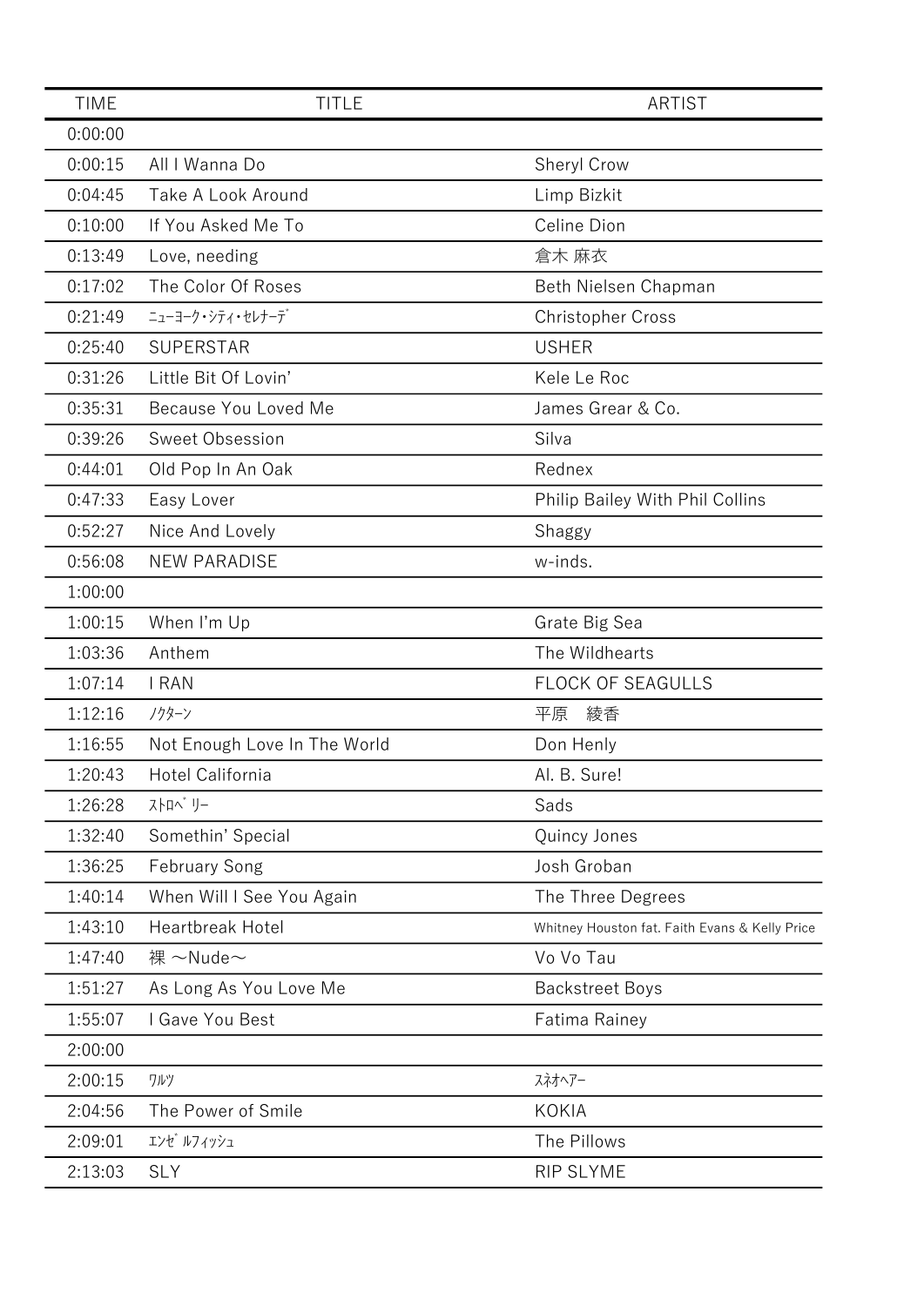| TIME | TITLE | ARTIST |
| --- | --- | --- |
| 0:00:00 | | |
| 0:00:15 | All I Wanna Do | Sheryl Crow |
| 0:04:45 | Take A Look Around | Limp Bizkit |
| 0:10:00 | If You Asked Me To | Celine Dion |
| 0:13:49 | Love, needing | 倉木 麻衣 |
| 0:17:02 | The Color Of Roses | Beth Nielsen Chapman |
| 0:21:49 | ﾆｭｰﾖｰｸ･ｼﾃｨ･ｾﾚﾅｰﾃﾞ | Christopher Cross |
| 0:25:40 | SUPERSTAR | USHER |
| 0:31:26 | Little Bit Of Lovin' | Kele Le Roc |
| 0:35:31 | Because You Loved Me | James Grear & Co. |
| 0:39:26 | Sweet Obsession | Silva |
| 0:44:01 | Old Pop In An Oak | Rednex |
| 0:47:33 | Easy Lover | Philip Bailey With Phil Collins |
| 0:52:27 | Nice And Lovely | Shaggy |
| 0:56:08 | NEW PARADISE | w-inds. |
| 1:00:00 | | |
| 1:00:15 | When I'm Up | Grate Big Sea |
| 1:03:36 | Anthem | The Wildhearts |
| 1:07:14 | I RAN | FLOCK OF SEAGULLS |
| 1:12:16 | ﾉｸﾀｰﾝ | 平原　綾香 |
| 1:16:55 | Not Enough Love In The World | Don Henly |
| 1:20:43 | Hotel California | Al. B. Sure! |
| 1:26:28 | ｽﾄﾛﾍﾞﾘｰ | Sads |
| 1:32:40 | Somethin' Special | Quincy Jones |
| 1:36:25 | February Song | Josh Groban |
| 1:40:14 | When Will I See You Again | The Three Degrees |
| 1:43:10 | Heartbreak Hotel | Whitney Houston fat. Faith Evans & Kelly Price |
| 1:47:40 | 裸 ～Nude～ | Vo Vo Tau |
| 1:51:27 | As Long As You Love Me | Backstreet Boys |
| 1:55:07 | I Gave You Best | Fatima Rainey |
| 2:00:00 | | |
| 2:00:15 | ﾜﾙﾂ | ｽﾈｵﾍｱｰ |
| 2:04:56 | The Power of Smile | KOKIA |
| 2:09:01 | ｴﾝｾﾞﾙﾌｨｯｼｭ | The Pillows |
| 2:13:03 | SLY | RIP SLYME |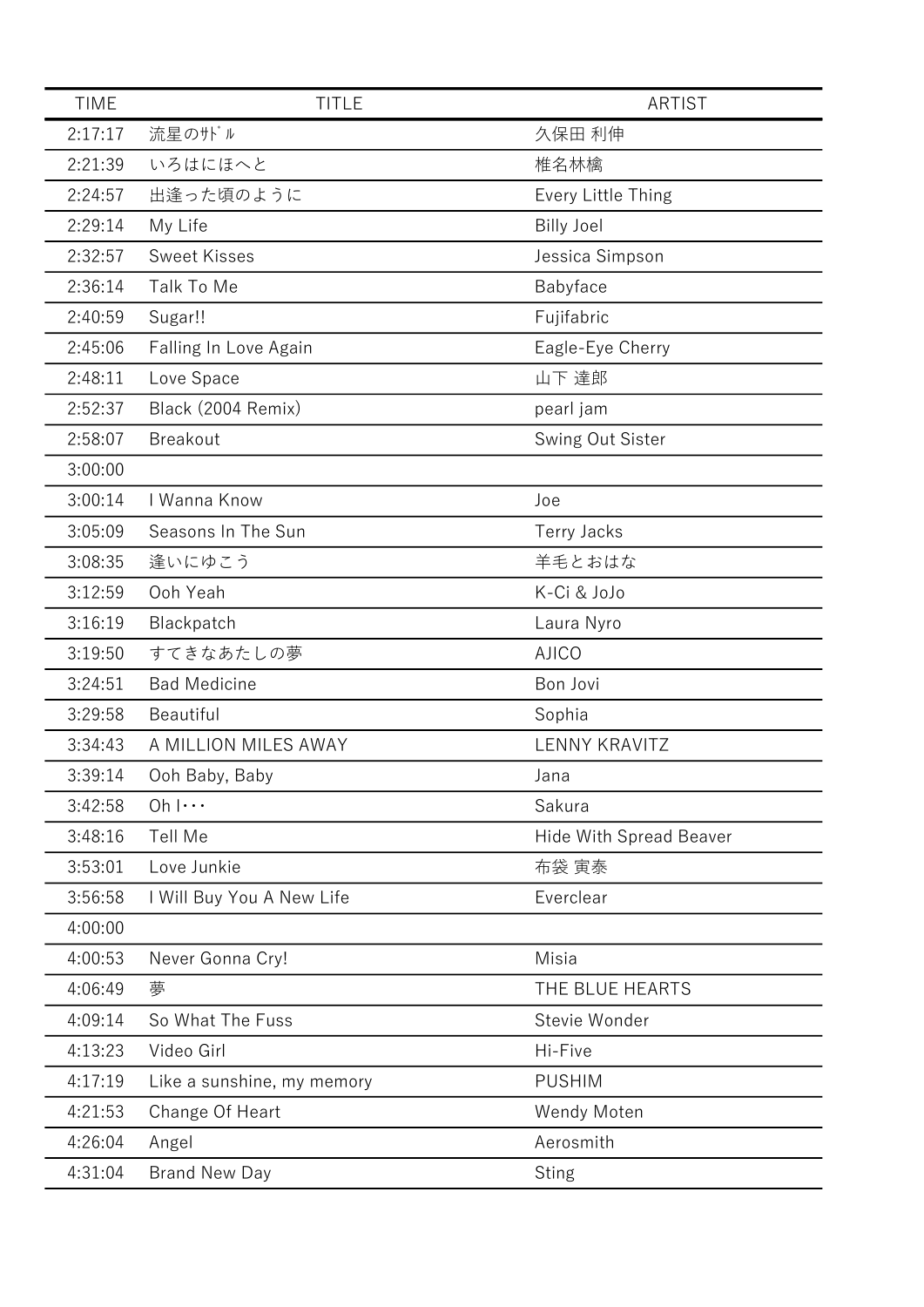| TIME | TITLE | ARTIST |
| --- | --- | --- |
| 2:17:17 | 流星のｻﾄﾞﾙ | 久保田 利伸 |
| 2:21:39 | いろはにほへと | 椎名林檎 |
| 2:24:57 | 出逢った頃のように | Every Little Thing |
| 2:29:14 | My Life | Billy Joel |
| 2:32:57 | Sweet Kisses | Jessica Simpson |
| 2:36:14 | Talk To Me | Babyface |
| 2:40:59 | Sugar!! | Fujifabric |
| 2:45:06 | Falling In Love Again | Eagle-Eye Cherry |
| 2:48:11 | Love Space | 山下 達郎 |
| 2:52:37 | Black (2004 Remix) | pearl jam |
| 2:58:07 | Breakout | Swing Out Sister |
| 3:00:00 | | |
| 3:00:14 | I Wanna Know | Joe |
| 3:05:09 | Seasons In The Sun | Terry Jacks |
| 3:08:35 | 逢いにゆこう | 羊毛とおはな |
| 3:12:59 | Ooh Yeah | K-Ci & JoJo |
| 3:16:19 | Blackpatch | Laura Nyro |
| 3:19:50 | すてきなあたしの夢 | AJICO |
| 3:24:51 | Bad Medicine | Bon Jovi |
| 3:29:58 | Beautiful | Sophia |
| 3:34:43 | A MILLION MILES AWAY | LENNY KRAVITZ |
| 3:39:14 | Ooh Baby, Baby | Jana |
| 3:42:58 | Oh I･･･ | Sakura |
| 3:48:16 | Tell Me | Hide With Spread Beaver |
| 3:53:01 | Love Junkie | 布袋 寅泰 |
| 3:56:58 | I Will Buy You A New Life | Everclear |
| 4:00:00 | | |
| 4:00:53 | Never Gonna Cry! | Misia |
| 4:06:49 | 夢 | THE BLUE HEARTS |
| 4:09:14 | So What The Fuss | Stevie Wonder |
| 4:13:23 | Video Girl | Hi-Five |
| 4:17:19 | Like a sunshine, my memory | PUSHIM |
| 4:21:53 | Change Of Heart | Wendy Moten |
| 4:26:04 | Angel | Aerosmith |
| 4:31:04 | Brand New Day | Sting |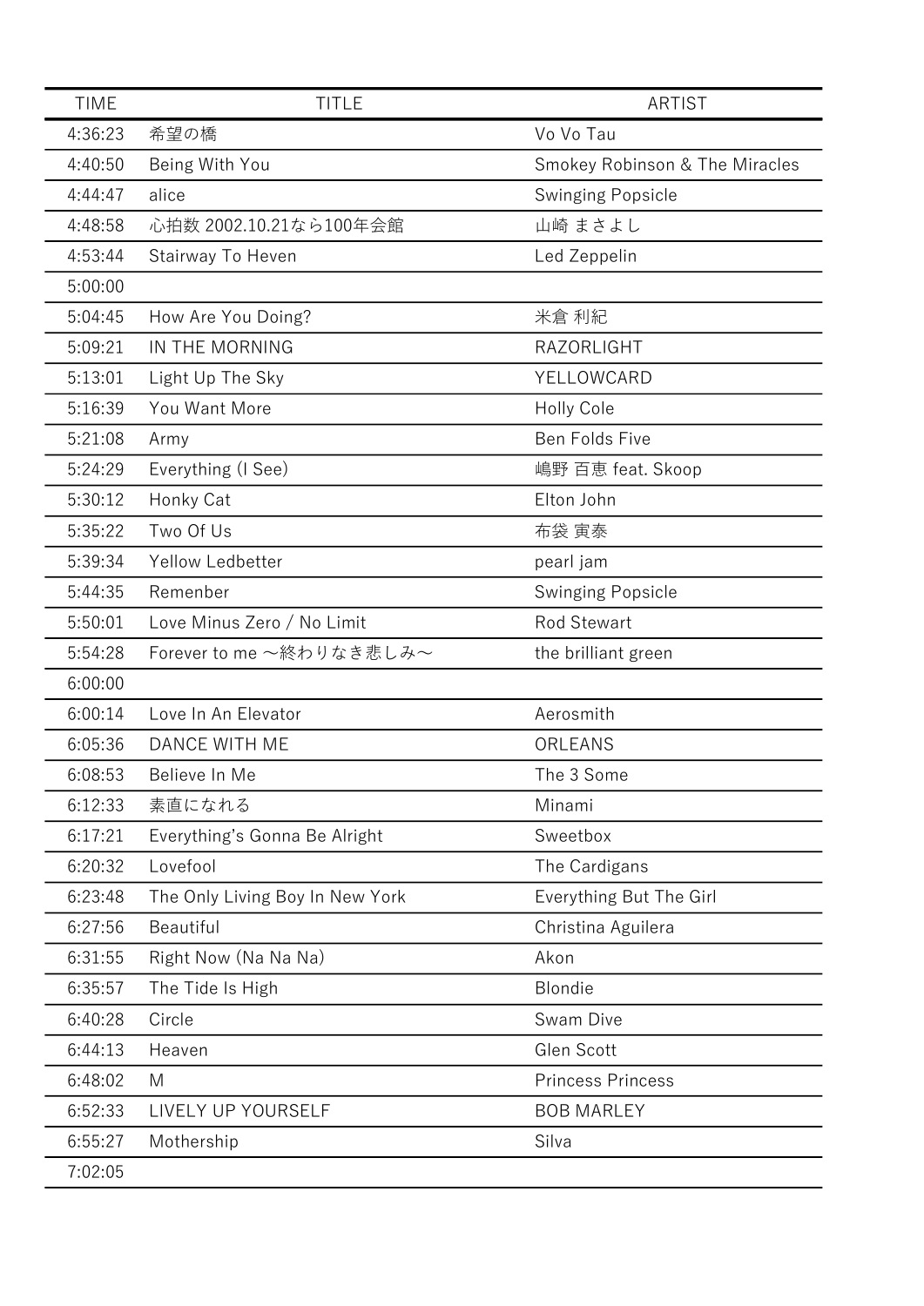| TIME | TITLE | ARTIST |
|---|---|---|
| 4:36:23 | 希望の橋 | Vo Vo Tau |
| 4:40:50 | Being With You | Smokey Robinson & The Miracles |
| 4:44:47 | alice | Swinging Popsicle |
| 4:48:58 | 心拍数 2002.10.21なら100年会館 | 山崎 まさよし |
| 4:53:44 | Stairway To Heven | Led Zeppelin |
| 5:00:00 | | |
| 5:04:45 | How Are You Doing? | 米倉 利紀 |
| 5:09:21 | IN THE MORNING | RAZORLIGHT |
| 5:13:01 | Light Up The Sky | YELLOWCARD |
| 5:16:39 | You Want More | Holly Cole |
| 5:21:08 | Army | Ben Folds Five |
| 5:24:29 | Everything (I See) | 嶋野 百恵 feat. Skoop |
| 5:30:12 | Honky Cat | Elton John |
| 5:35:22 | Two Of Us | 布袋 寅泰 |
| 5:39:34 | Yellow Ledbetter | pearl jam |
| 5:44:35 | Remenber | Swinging Popsicle |
| 5:50:01 | Love Minus Zero / No Limit | Rod Stewart |
| 5:54:28 | Forever to me ～終わりなき悲しみ～ | the brilliant green |
| 6:00:00 | | |
| 6:00:14 | Love In An Elevator | Aerosmith |
| 6:05:36 | DANCE WITH ME | ORLEANS |
| 6:08:53 | Believe In Me | The 3 Some |
| 6:12:33 | 素直になれる | Minami |
| 6:17:21 | Everything's Gonna Be Alright | Sweetbox |
| 6:20:32 | Lovefool | The Cardigans |
| 6:23:48 | The Only Living Boy In New York | Everything But The Girl |
| 6:27:56 | Beautiful | Christina Aguilera |
| 6:31:55 | Right Now (Na Na Na) | Akon |
| 6:35:57 | The Tide Is High | Blondie |
| 6:40:28 | Circle | Swam Dive |
| 6:44:13 | Heaven | Glen Scott |
| 6:48:02 | M | Princess Princess |
| 6:52:33 | LIVELY UP YOURSELF | BOB MARLEY |
| 6:55:27 | Mothership | Silva |
| 7:02:05 | | |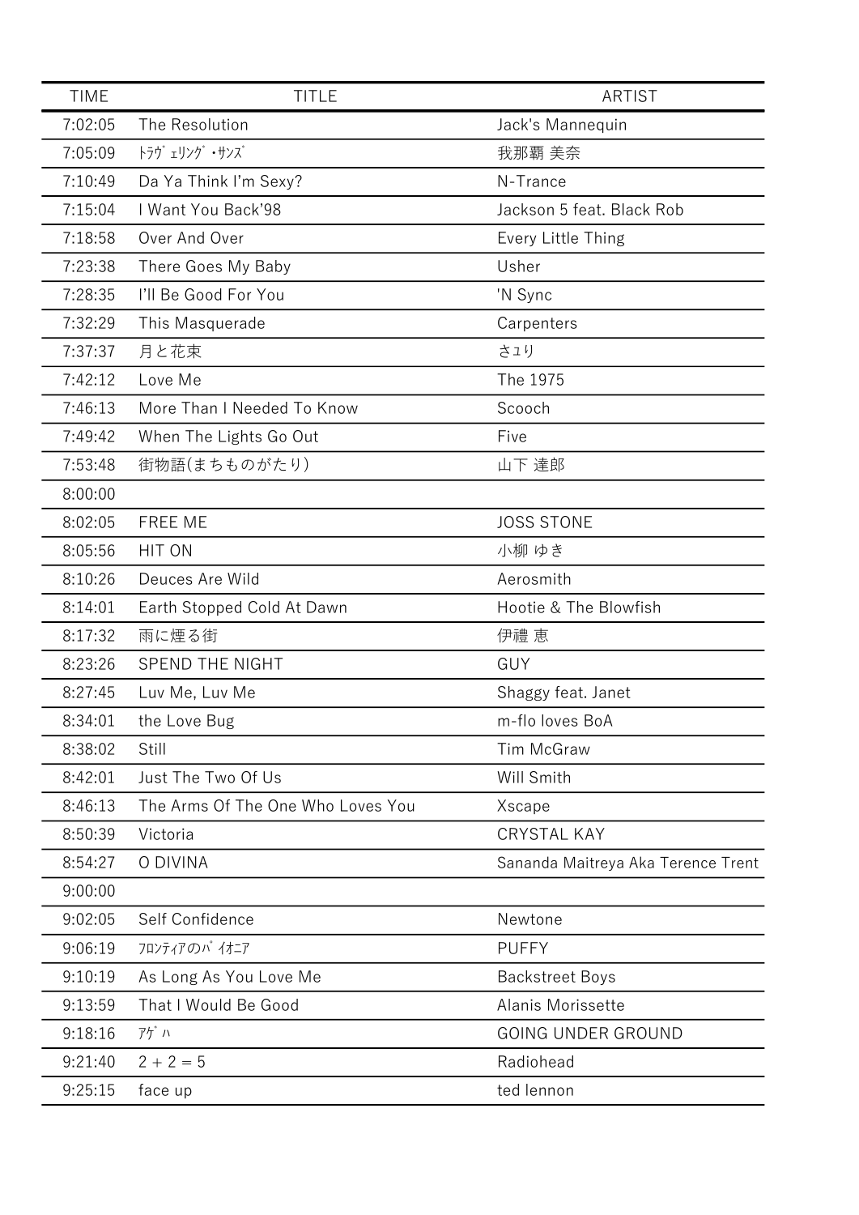| TIME | TITLE | ARTIST |
|---|---|---|
| 7:02:05 | The Resolution | Jack's Mannequin |
| 7:05:09 | ﾄﾗｳﾞｪﾘﾝｸﾞ･ｻﾝｽﾞ | 我那覇 美奈 |
| 7:10:49 | Da Ya Think I'm Sexy? | N-Trance |
| 7:15:04 | I Want You Back'98 | Jackson 5 feat. Black Rob |
| 7:18:58 | Over And Over | Every Little Thing |
| 7:23:38 | There Goes My Baby | Usher |
| 7:28:35 | I'll Be Good For You | 'N Sync |
| 7:32:29 | This Masquerade | Carpenters |
| 7:37:37 | 月と花束 | さユり |
| 7:42:12 | Love Me | The 1975 |
| 7:46:13 | More Than I Needed To Know | Scooch |
| 7:49:42 | When The Lights Go Out | Five |
| 7:53:48 | 街物語(まちものがたり) | 山下 達郎 |
| 8:00:00 | | |
| 8:02:05 | FREE ME | JOSS STONE |
| 8:05:56 | HIT ON | 小柳 ゆき |
| 8:10:26 | Deuces Are Wild | Aerosmith |
| 8:14:01 | Earth Stopped Cold At Dawn | Hootie & The Blowfish |
| 8:17:32 | 雨に煙る街 | 伊禮 恵 |
| 8:23:26 | SPEND THE NIGHT | GUY |
| 8:27:45 | Luv Me, Luv Me | Shaggy feat. Janet |
| 8:34:01 | the Love Bug | m-flo loves BoA |
| 8:38:02 | Still | Tim McGraw |
| 8:42:01 | Just The Two Of Us | Will Smith |
| 8:46:13 | The Arms Of The One Who Loves You | Xscape |
| 8:50:39 | Victoria | CRYSTAL KAY |
| 8:54:27 | O DIVINA | Sananda Maitreya Aka Terence Trent |
| 9:00:00 | | |
| 9:02:05 | Self Confidence | Newtone |
| 9:06:19 | ﾌﾛﾝﾃｨｱのﾊﾟｲｵﾆｱ | PUFFY |
| 9:10:19 | As Long As You Love Me | Backstreet Boys |
| 9:13:59 | That I Would Be Good | Alanis Morissette |
| 9:18:16 | ｱｹﾞﾊ | GOING UNDER GROUND |
| 9:21:40 | 2 + 2 = 5 | Radiohead |
| 9:25:15 | face up | ted lennon |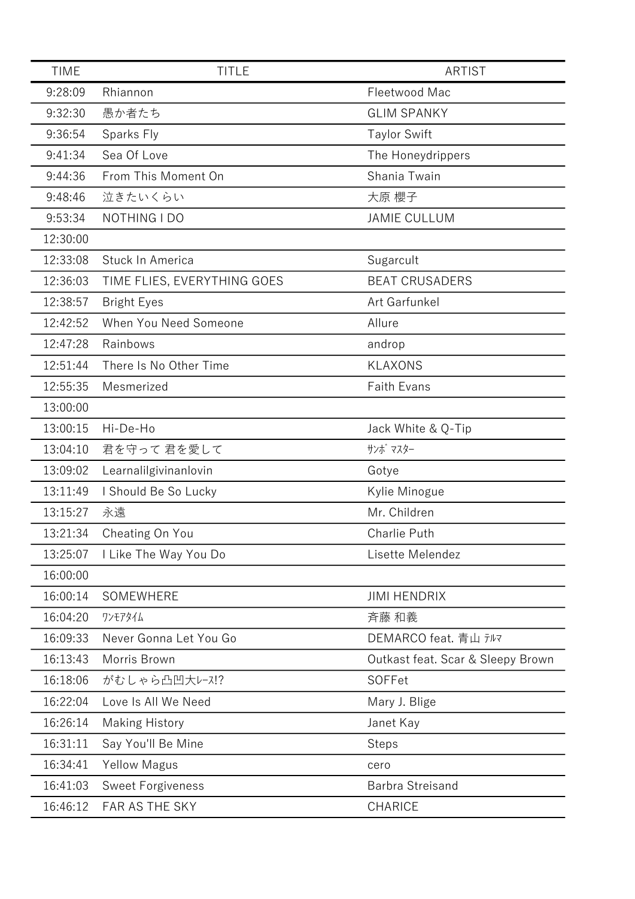| TIME | TITLE | ARTIST |
| --- | --- | --- |
| 9:28:09 | Rhiannon | Fleetwood Mac |
| 9:32:30 | 愚か者たち | GLIM SPANKY |
| 9:36:54 | Sparks Fly | Taylor Swift |
| 9:41:34 | Sea Of Love | The Honeydrippers |
| 9:44:36 | From This Moment On | Shania Twain |
| 9:48:46 | 泣きたいくらい | 大原 櫻子 |
| 9:53:34 | NOTHING I DO | JAMIE CULLUM |
| 12:30:00 | | |
| 12:33:08 | Stuck In America | Sugarcult |
| 12:36:03 | TIME FLIES, EVERYTHING GOES | BEAT CRUSADERS |
| 12:38:57 | Bright Eyes | Art Garfunkel |
| 12:42:52 | When You Need Someone | Allure |
| 12:47:28 | Rainbows | androp |
| 12:51:44 | There Is No Other Time | KLAXONS |
| 12:55:35 | Mesmerized | Faith Evans |
| 13:00:00 | | |
| 13:00:15 | Hi-De-Ho | Jack White & Q-Tip |
| 13:04:10 | 君を守って 君を愛して | ｻﾝﾎﾞ ﾏｽﾀｰ |
| 13:09:02 | Learnalilgivinanlovin | Gotye |
| 13:11:49 | I Should Be So Lucky | Kylie Minogue |
| 13:15:27 | 永遠 | Mr. Children |
| 13:21:34 | Cheating On You | Charlie Puth |
| 13:25:07 | I Like The Way You Do | Lisette Melendez |
| 16:00:00 | | |
| 16:00:14 | SOMEWHERE | JIMI HENDRIX |
| 16:04:20 | ﾜﾝﾓｱﾀｲﾑ | 斉藤 和義 |
| 16:09:33 | Never Gonna Let You Go | DEMARCO feat. 青山 ﾃﾙﾏ |
| 16:13:43 | Morris Brown | Outkast feat. Scar & Sleepy Brown |
| 16:18:06 | がむしゃら凸凹大ﾚｰｽ!? | SOFFet |
| 16:22:04 | Love Is All We Need | Mary J. Blige |
| 16:26:14 | Making History | Janet Kay |
| 16:31:11 | Say You'll Be Mine | Steps |
| 16:34:41 | Yellow Magus | cero |
| 16:41:03 | Sweet Forgiveness | Barbra Streisand |
| 16:46:12 | FAR AS THE SKY | CHARICE |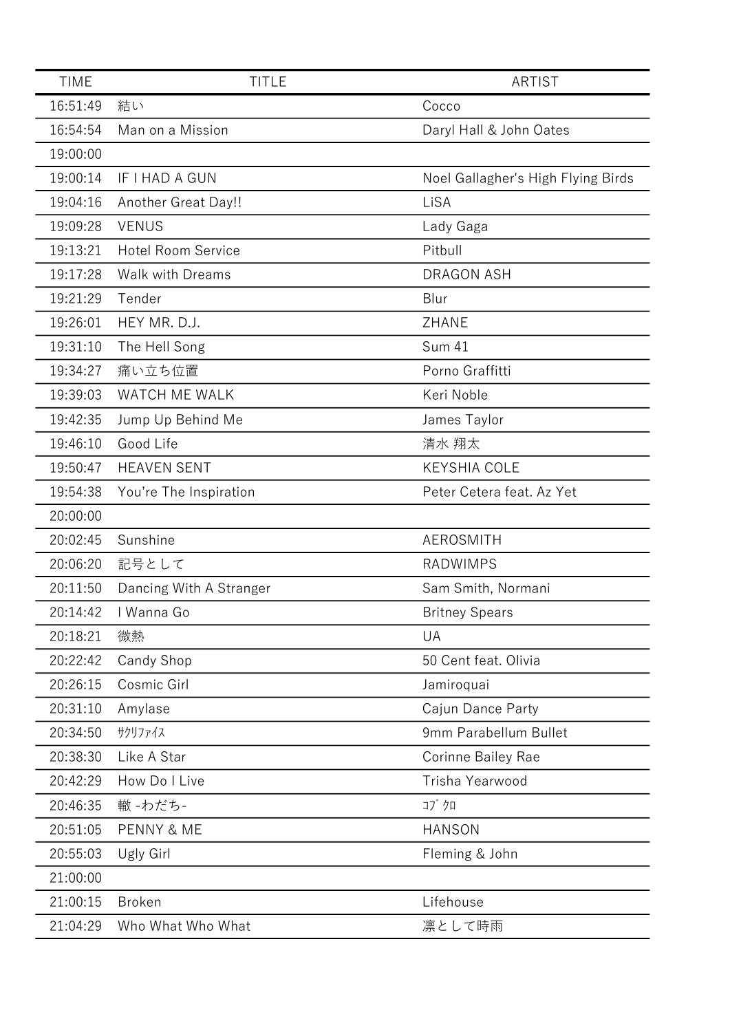| TIME | TITLE | ARTIST |
|---|---|---|
| 16:51:49 | 結い | Cocco |
| 16:54:54 | Man on a Mission | Daryl Hall & John Oates |
| 19:00:00 | | |
| 19:00:14 | IF I HAD A GUN | Noel Gallagher's High Flying Birds |
| 19:04:16 | Another Great Day!! | LiSA |
| 19:09:28 | VENUS | Lady Gaga |
| 19:13:21 | Hotel Room Service | Pitbull |
| 19:17:28 | Walk with Dreams | DRAGON ASH |
| 19:21:29 | Tender | Blur |
| 19:26:01 | HEY MR. D.J. | ZHANE |
| 19:31:10 | The Hell Song | Sum 41 |
| 19:34:27 | 痛い立ち位置 | Porno Graffitti |
| 19:39:03 | WATCH ME WALK | Keri Noble |
| 19:42:35 | Jump Up Behind Me | James Taylor |
| 19:46:10 | Good Life | 清水 翔太 |
| 19:50:47 | HEAVEN SENT | KEYSHIA COLE |
| 19:54:38 | You're The Inspiration | Peter Cetera feat. Az Yet |
| 20:00:00 | | |
| 20:02:45 | Sunshine | AEROSMITH |
| 20:06:20 | 記号として | RADWIMPS |
| 20:11:50 | Dancing With A Stranger | Sam Smith, Normani |
| 20:14:42 | I Wanna Go | Britney Spears |
| 20:18:21 | 微熱 | UA |
| 20:22:42 | Candy Shop | 50 Cent feat. Olivia |
| 20:26:15 | Cosmic Girl | Jamiroquai |
| 20:31:10 | Amylase | Cajun Dance Party |
| 20:34:50 | ｻｸﾘﾌｧｲｽ | 9mm Parabellum Bullet |
| 20:38:30 | Like A Star | Corinne Bailey Rae |
| 20:42:29 | How Do I Live | Trisha Yearwood |
| 20:46:35 | 轍 -わだち- | ｺﾌﾞｸﾛ |
| 20:51:05 | PENNY & ME | HANSON |
| 20:55:03 | Ugly Girl | Fleming & John |
| 21:00:00 | | |
| 21:00:15 | Broken | Lifehouse |
| 21:04:29 | Who What Who What | 凛として時雨 |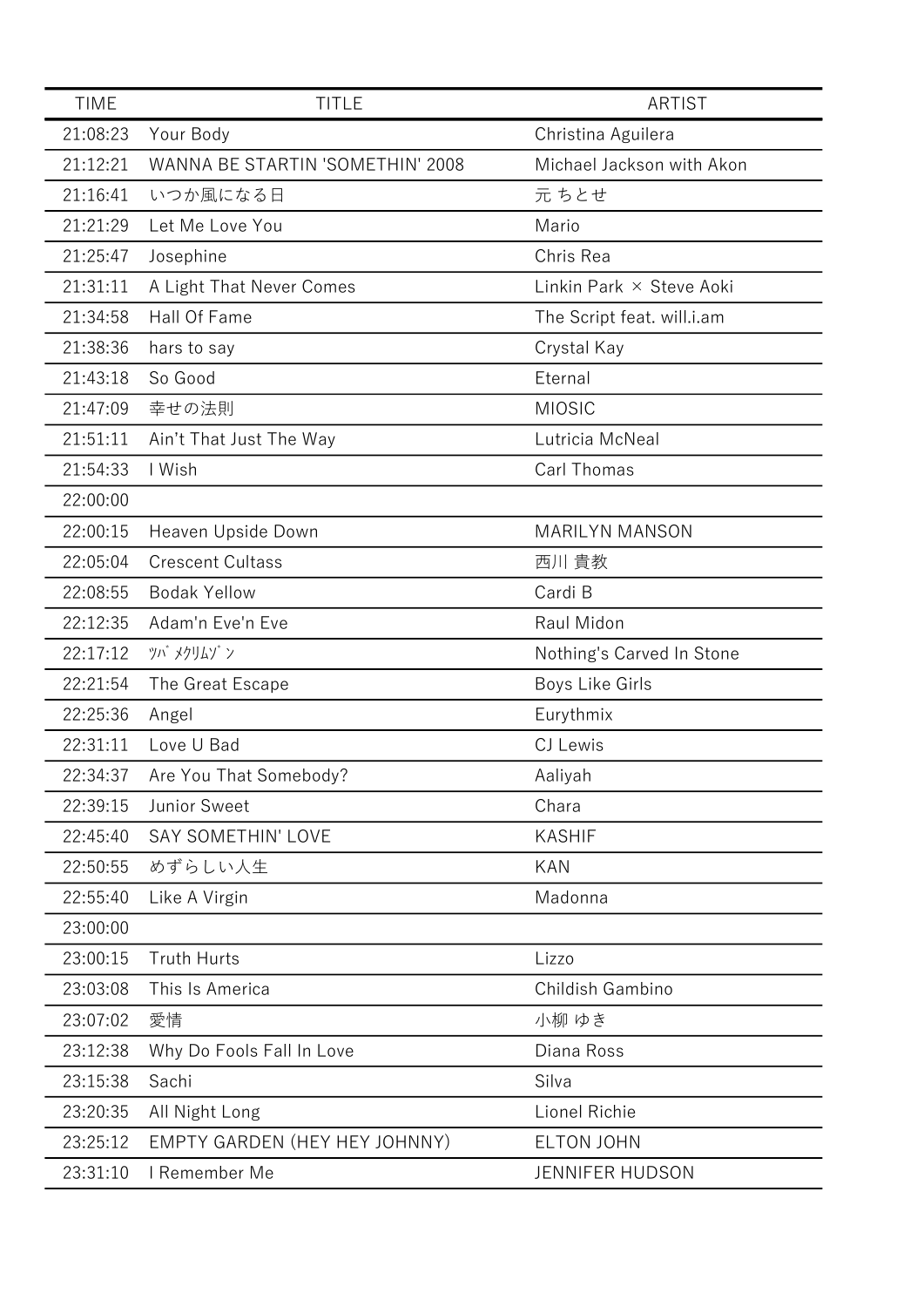| TIME | TITLE | ARTIST |
| --- | --- | --- |
| 21:08:23 | Your Body | Christina Aguilera |
| 21:12:21 | WANNA BE STARTIN 'SOMETHIN' 2008 | Michael Jackson with Akon |
| 21:16:41 | いつか風になる日 | 元 ちとせ |
| 21:21:29 | Let Me Love You | Mario |
| 21:25:47 | Josephine | Chris Rea |
| 21:31:11 | A Light That Never Comes | Linkin Park × Steve Aoki |
| 21:34:58 | Hall Of Fame | The Script feat. will.i.am |
| 21:38:36 | hars to say | Crystal Kay |
| 21:43:18 | So Good | Eternal |
| 21:47:09 | 幸せの法則 | MIOSIC |
| 21:51:11 | Ain't That Just The Way | Lutricia McNeal |
| 21:54:33 | I Wish | Carl Thomas |
| 22:00:00 | | |
| 22:00:15 | Heaven Upside Down | MARILYN MANSON |
| 22:05:04 | Crescent Cultass | 西川 貴教 |
| 22:08:55 | Bodak Yellow | Cardi B |
| 22:12:35 | Adam'n Eve'n Eve | Raul Midon |
| 22:17:12 | ﾂﾊﾞﾒｸﾘﾑｿﾞﾝ | Nothing's Carved In Stone |
| 22:21:54 | The Great Escape | Boys Like Girls |
| 22:25:36 | Angel | Eurythmix |
| 22:31:11 | Love U Bad | CJ Lewis |
| 22:34:37 | Are You That Somebody? | Aaliyah |
| 22:39:15 | Junior Sweet | Chara |
| 22:45:40 | SAY SOMETHIN' LOVE | KASHIF |
| 22:50:55 | めずらしい人生 | KAN |
| 22:55:40 | Like A Virgin | Madonna |
| 23:00:00 | | |
| 23:00:15 | Truth Hurts | Lizzo |
| 23:03:08 | This Is America | Childish Gambino |
| 23:07:02 | 愛情 | 小柳 ゆき |
| 23:12:38 | Why Do Fools Fall In Love | Diana Ross |
| 23:15:38 | Sachi | Silva |
| 23:20:35 | All Night Long | Lionel Richie |
| 23:25:12 | EMPTY GARDEN (HEY HEY JOHNNY) | ELTON JOHN |
| 23:31:10 | I Remember Me | JENNIFER HUDSON |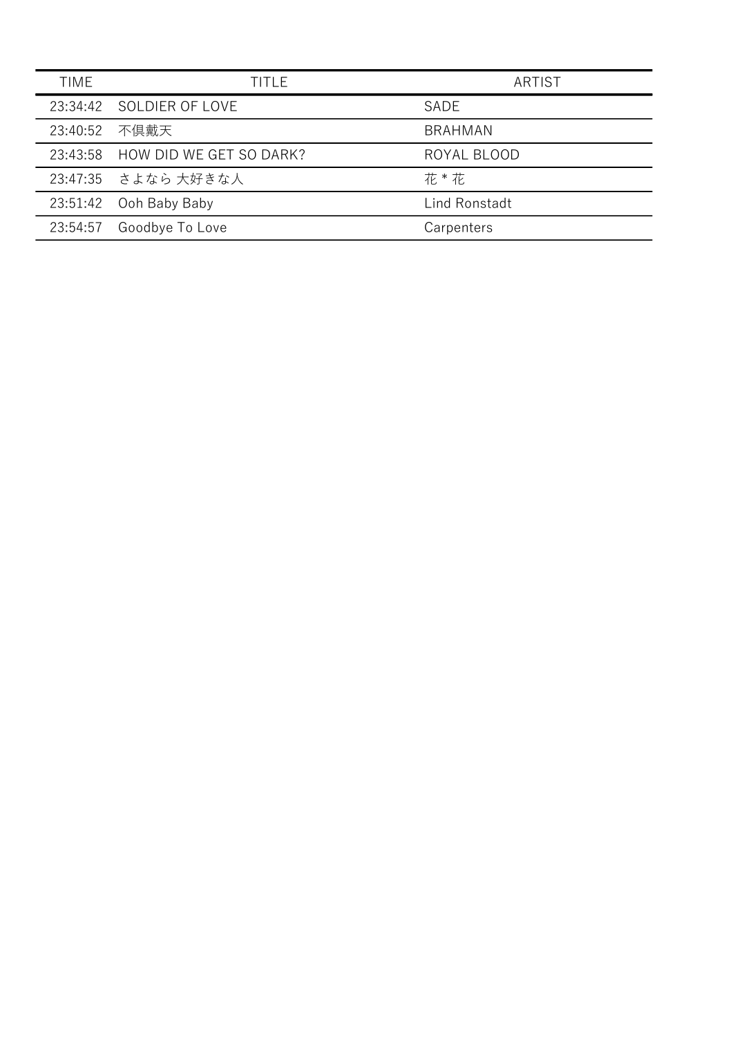| TIME | TITLE | ARTIST |
| --- | --- | --- |
| 23:34:42 | SOLDIER OF LOVE | SADE |
| 23:40:52 | 不倶戴天 | BRAHMAN |
| 23:43:58 | HOW DID WE GET SO DARK? | ROYAL BLOOD |
| 23:47:35 | さよなら 大好きな人 | 花 * 花 |
| 23:51:42 | Ooh Baby Baby | Lind Ronstadt |
| 23:54:57 | Goodbye To Love | Carpenters |